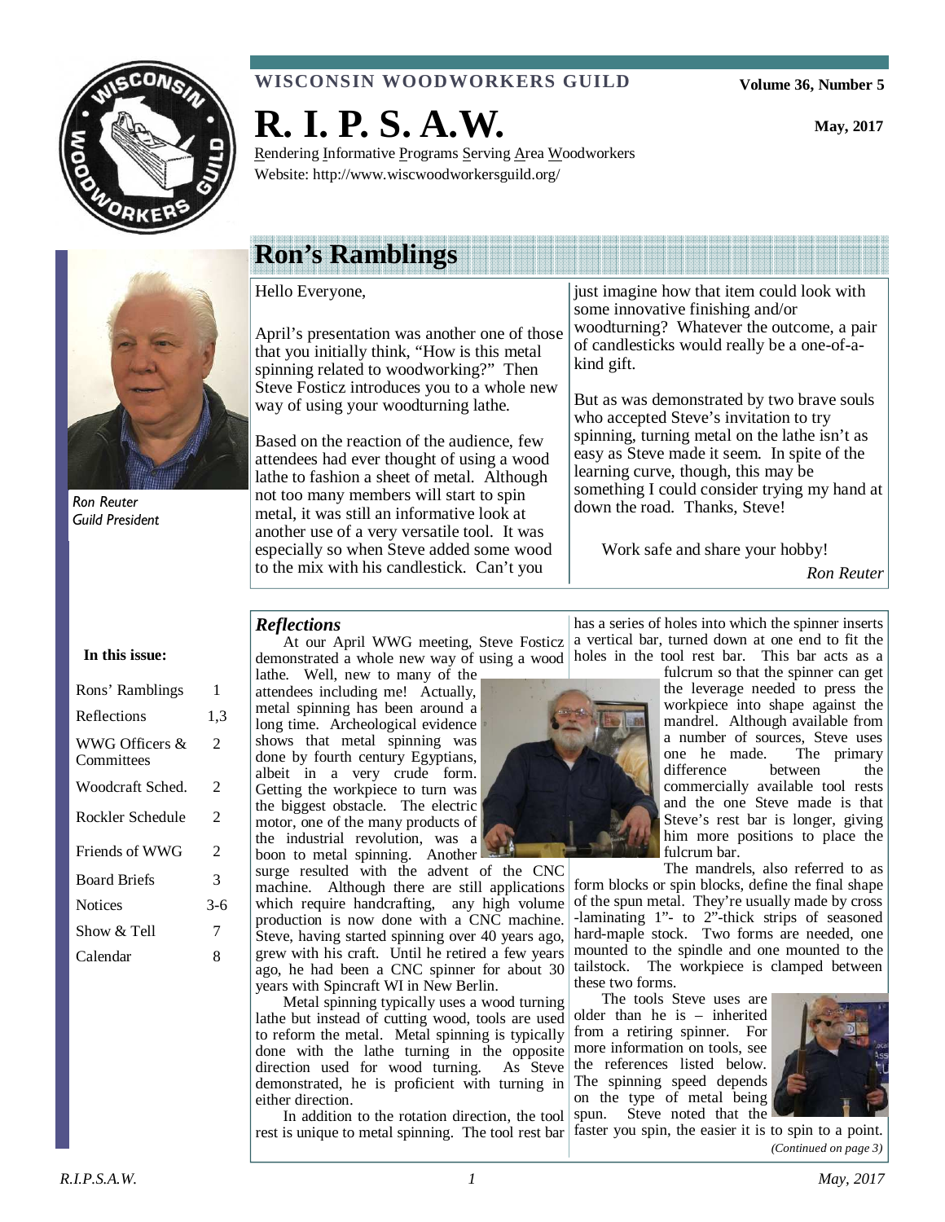**WISCONSIN WOODWORKERS GUILD**

Volume 36, Number 5

# R. I. P. S. A.W.

May, 2017

Rendering Informative Programs Serving Area Woodworkers
Website: http://www.wiscwoodworkersguild.org/

## Ron's Ramblings

*Ron Reuter*
*Guild President*

Hello Everyone,

April's presentation was another one of those that you initially think, "How is this metal spinning related to woodworking?" Then Steve Fosticz introduces you to a whole new way of using your woodturning lathe.

Based on the reaction of the audience, few attendees had ever thought of using a wood lathe to fashion a sheet of metal. Although not too many members will start to spin metal, it was still an informative look at another use of a very versatile tool. It was especially so when Steve added some wood to the mix with his candlestick. Can't you just imagine how that item could look with some innovative finishing and/or woodturning? Whatever the outcome, a pair of candlesticks would really be a one-of-a-kind gift.

But as was demonstrated by two brave souls who accepted Steve's invitation to try spinning, turning metal on the lathe isn't as easy as Steve made it seem. In spite of the learning curve, though, this may be something I could consider trying my hand at down the road. Thanks, Steve!

Work safe and share your hobby!

*Ron Reuter*

**In this issue:**

| | |
|---|---|
| Rons' Ramblings | 1 |
| Reflections | 1,3 |
| WWG Officers & Committees | 2 |
| Woodcraft Sched. | 2 |
| Rockler Schedule | 2 |
| Friends of WWG | 2 |
| Board Briefs | 3 |
| Notices | 3-6 |
| Show & Tell | 7 |
| Calendar | 8 |

### *Reflections*

At our April WWG meeting, Steve Fosticz demonstrated a whole new way of using a wood lathe. Well, new to many of the attendees including me! Actually, metal spinning has been around a long time. Archeological evidence shows that metal spinning was done by fourth century Egyptians, albeit in a very crude form. Getting the workpiece to turn was the biggest obstacle. The electric motor, one of the many products of the industrial revolution, was a boon to metal spinning. Another surge resulted with the advent of the CNC machine. Although there are still applications which require handcrafting, any high volume production is now done with a CNC machine. Steve, having started spinning over 40 years ago, grew with his craft. Until he retired a few years ago, he had been a CNC spinner for about 30 years with Spincraft WI in New Berlin.

Metal spinning typically uses a wood turning lathe but instead of cutting wood, tools are used to reform the metal. Metal spinning is typically done with the lathe turning in the opposite direction used for wood turning. As Steve demonstrated, he is proficient with turning in either direction.

In addition to the rotation direction, the tool rest is unique to metal spinning. The tool rest bar has a series of holes into which the spinner inserts a vertical bar, turned down at one end to fit the holes in the tool rest bar. This bar acts as a fulcrum so that the spinner can get the leverage needed to press the workpiece into shape against the mandrel. Although available from a number of sources, Steve uses one he made. The primary difference between the commercially available tool rests and the one Steve made is that Steve's rest bar is longer, giving him more positions to place the fulcrum bar.

The mandrels, also referred to as form blocks or spin blocks, define the final shape of the spun metal. They're usually made by cross-laminating 1"- to 2"-thick strips of seasoned hard-maple stock. Two forms are needed, one mounted to the spindle and one mounted to the tailstock. The workpiece is clamped between these two forms.

The tools Steve uses are older than he is – inherited from a retiring spinner. For more information on tools, see the references listed below. The spinning speed depends on the type of metal being spun. Steve noted that the faster you spin, the easier it is to spin to a point.

*(Continued on page 3)*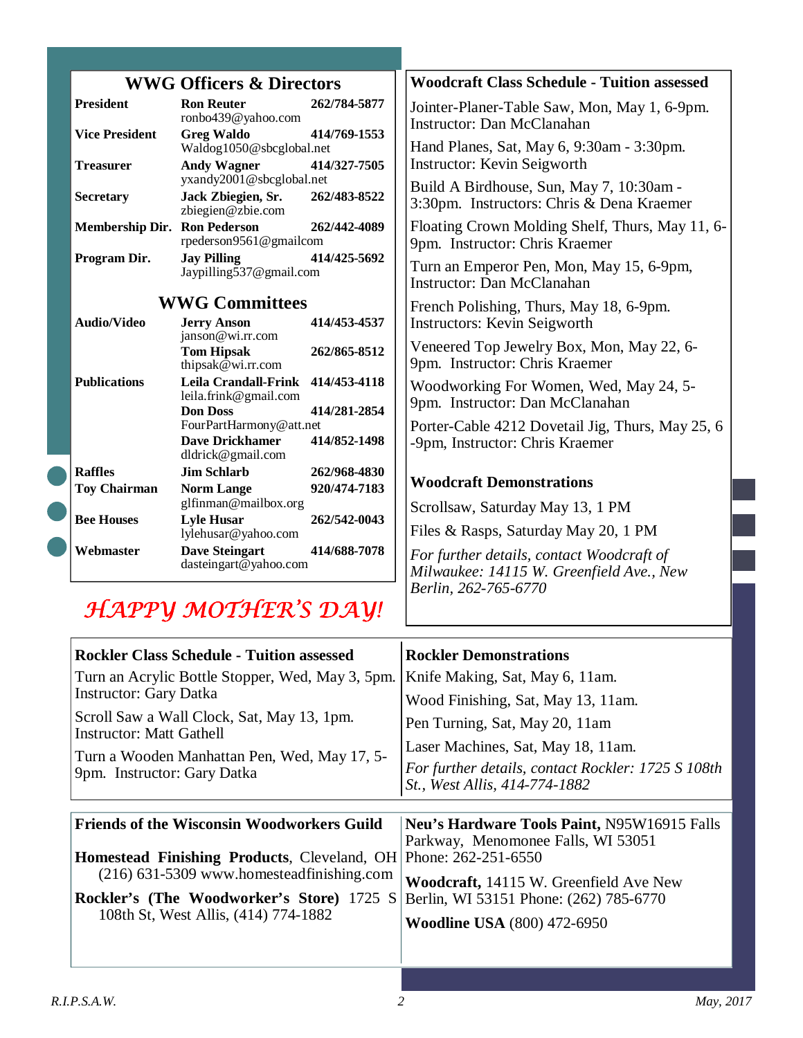## WWG Officers & Directors

| Position | Name / Email | Phone |
|---|---|---|
| **President** | **Ron Reuter** ronbo439@yahoo.com | **262/784-5877** |
| **Vice President** | **Greg Waldo** Waldog1050@sbcglobal.net | **414/769-1553** |
| **Treasurer** | **Andy Wagner** yxandy2001@sbcglobal.net | **414/327-7505** |
| **Secretary** | **Jack Zbiegien, Sr.** zbiegien@zbie.com | **262/483-8522** |
| **Membership Dir.** | **Ron Pederson** rpederson9561@gmailcom | **262/442-4089** |
| **Program Dir.** | **Jay Pilling** Jaypilling537@gmail.com | **414/425-5692** |

## WWG Committees

| Committee | Name / Email | Phone |
|---|---|---|
| **Audio/Video** | **Jerry Anson** janson@wi.rr.com | **414/453-4537** |
| | **Tom Hipsak** thipsak@wi.rr.com | **262/865-8512** |
| **Publications** | **Leila Crandall-Frink** leila.frink@gmail.com | **414/453-4118** |
| | **Don Doss** FourPartHarmony@att.net | **414/281-2854** |
| | **Dave Drickhamer** dldrick@gmail.com | **414/852-1498** |
| **Raffles** | **Jim Schlarb** | **262/968-4830** |
| **Toy Chairman** | **Norm Lange** glfinman@mailbox.org | **920/474-7183** |
| **Bee Houses** | **Lyle Husar** lylehusar@yahoo.com | **262/542-0043** |
| **Webmaster** | **Dave Steingart** dasteingart@yahoo.com | **414/688-7078** |

*HAPPY MOTHER'S DAY!*

## Woodcraft Class Schedule - Tuition assessed

Jointer-Planer-Table Saw, Mon, May 1, 6-9pm. Instructor: Dan McClanahan

Hand Planes, Sat, May 6, 9:30am - 3:30pm. Instructor: Kevin Seigworth

Build A Birdhouse, Sun, May 7, 10:30am - 3:30pm. Instructors: Chris & Dena Kraemer

Floating Crown Molding Shelf, Thurs, May 11, 6-9pm. Instructor: Chris Kraemer

Turn an Emperor Pen, Mon, May 15, 6-9pm, Instructor: Dan McClanahan

French Polishing, Thurs, May 18, 6-9pm. Instructors: Kevin Seigworth

Veneered Top Jewelry Box, Mon, May 22, 6-9pm. Instructor: Chris Kraemer

Woodworking For Women, Wed, May 24, 5-9pm. Instructor: Dan McClanahan

Porter-Cable 4212 Dovetail Jig, Thurs, May 25, 6-9pm, Instructor: Chris Kraemer

## Woodcraft Demonstrations

Scrollsaw, Saturday May 13, 1 PM

Files & Rasps, Saturday May 20, 1 PM

*For further details, contact Woodcraft of Milwaukee: 14115 W. Greenfield Ave., New Berlin, 262-765-6770*

## Rockler Class Schedule - Tuition assessed

Turn an Acrylic Bottle Stopper, Wed, May 3, 5pm. Instructor: Gary Datka

Scroll Saw a Wall Clock, Sat, May 13, 1pm. Instructor: Matt Gathell

Turn a Wooden Manhattan Pen, Wed, May 17, 5-9pm. Instructor: Gary Datka

## Rockler Demonstrations

Knife Making, Sat, May 6, 11am.

Wood Finishing, Sat, May 13, 11am.

Pen Turning, Sat, May 20, 11am

Laser Machines, Sat, May 18, 11am.

*For further details, contact Rockler: 1725 S 108th St., West Allis, 414-774-1882*

## Friends of the Wisconsin Woodworkers Guild

**Homestead Finishing Products**, Cleveland, OH (216) 631-5309 www.homesteadfinishing.com

**Rockler's (The Woodworker's Store)** 1725 S 108th St, West Allis, (414) 774-1882

**Neu's Hardware Tools Paint,** N95W16915 Falls Parkway, Menomonee Falls, WI 53051 Phone: 262-251-6550

**Woodcraft,** 14115 W. Greenfield Ave New Berlin, WI 53151 Phone: (262) 785-6770

**Woodline USA** (800) 472-6950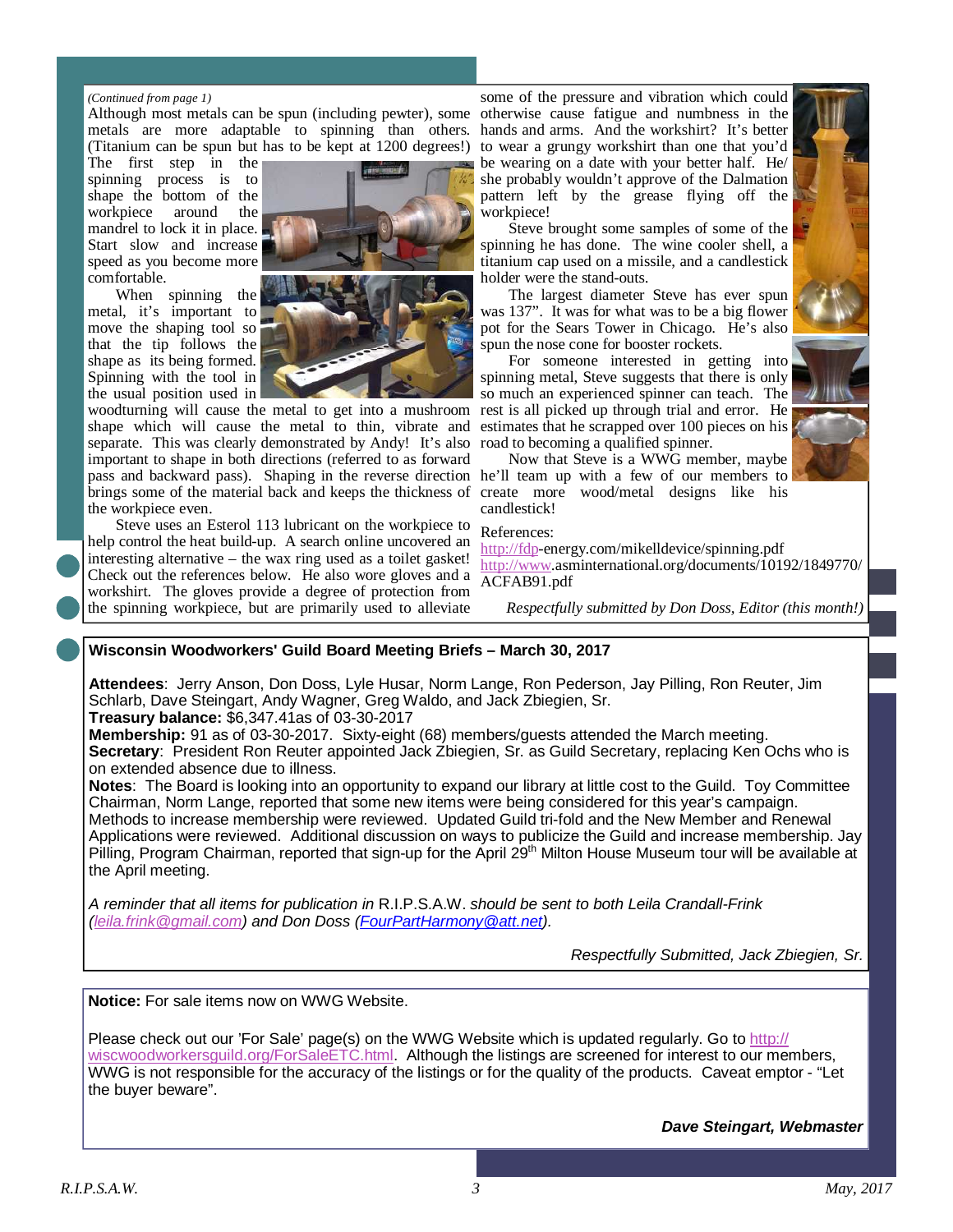*(Continued from page 1)*

Although most metals can be spun (including pewter), some metals are more adaptable to spinning than others. (Titanium can be spun but has to be kept at 1200 degrees!) The first step in the spinning process is to shape the bottom of the workpiece around the mandrel to lock it in place. Start slow and increase speed as you become more comfortable.

When spinning the metal, it's important to move the shaping tool so that the tip follows the shape as its being formed. Spinning with the tool in the usual position used in woodturning will cause the metal to get into a mushroom shape which will cause the metal to thin, vibrate and separate. This was clearly demonstrated by Andy! It's also important to shape in both directions (referred to as forward pass and backward pass). Shaping in the reverse direction brings some of the material back and keeps the thickness of the workpiece even.

Steve uses an Esterol 113 lubricant on the workpiece to help control the heat build-up. A search online uncovered an interesting alternative – the wax ring used as a toilet gasket! Check out the references below. He also wore gloves and a workshirt. The gloves provide a degree of protection from the spinning workpiece, but are primarily used to alleviate some of the pressure and vibration which could otherwise cause fatigue and numbness in the hands and arms. And the workshirt? It's better to wear a grungy workshirt than one that you'd be wearing on a date with your better half. He/she probably wouldn't approve of the Dalmation pattern left by the grease flying off the workpiece!

Steve brought some samples of some of the spinning he has done. The wine cooler shell, a titanium cap used on a missile, and a candlestick holder were the stand-outs.

The largest diameter Steve has ever spun was 137". It was for what was to be a big flower pot for the Sears Tower in Chicago. He's also spun the nose cone for booster rockets.

For someone interested in getting into spinning metal, Steve suggests that there is only so much an experienced spinner can teach. The rest is all picked up through trial and error. He estimates that he scrapped over 100 pieces on his road to becoming a qualified spinner.

Now that Steve is a WWG member, maybe he'll team up with a few of our members to create more wood/metal designs like his candlestick!

References:
http://fdp-energy.com/mikelldevice/spinning.pdf
http://www.asminternational.org/documents/10192/1849770/ACFAB91.pdf

*Respectfully submitted by Don Doss, Editor (this month!)*

## Wisconsin Woodworkers' Guild Board Meeting Briefs – March 30, 2017

**Attendees**: Jerry Anson, Don Doss, Lyle Husar, Norm Lange, Ron Pederson, Jay Pilling, Ron Reuter, Jim Schlarb, Dave Steingart, Andy Wagner, Greg Waldo, and Jack Zbiegien, Sr.
**Treasury balance:** $6,347.41as of 03-30-2017
**Membership:** 91 as of 03-30-2017. Sixty-eight (68) members/guests attended the March meeting.
**Secretary**: President Ron Reuter appointed Jack Zbiegien, Sr. as Guild Secretary, replacing Ken Ochs who is on extended absence due to illness.
**Notes**: The Board is looking into an opportunity to expand our library at little cost to the Guild. Toy Committee Chairman, Norm Lange, reported that some new items were being considered for this year's campaign. Methods to increase membership were reviewed. Updated Guild tri-fold and the New Member and Renewal Applications were reviewed. Additional discussion on ways to publicize the Guild and increase membership. Jay Pilling, Program Chairman, reported that sign-up for the April 29th Milton House Museum tour will be available at the April meeting.

*A reminder that all items for publication in* R.I.P.S.A.W. *should be sent to both Leila Crandall-Frink (leila.frink@gmail.com) and Don Doss (FourPartHarmony@att.net).*

*Respectfully Submitted, Jack Zbiegien, Sr.*

**Notice:** For sale items now on WWG Website.

Please check out our 'For Sale' page(s) on the WWG Website which is updated regularly. Go to http://wiscwoodworkersguild.org/ForSaleETC.html. Although the listings are screened for interest to our members, WWG is not responsible for the accuracy of the listings or for the quality of the products. Caveat emptor - "Let the buyer beware".

***Dave Steingart, Webmaster***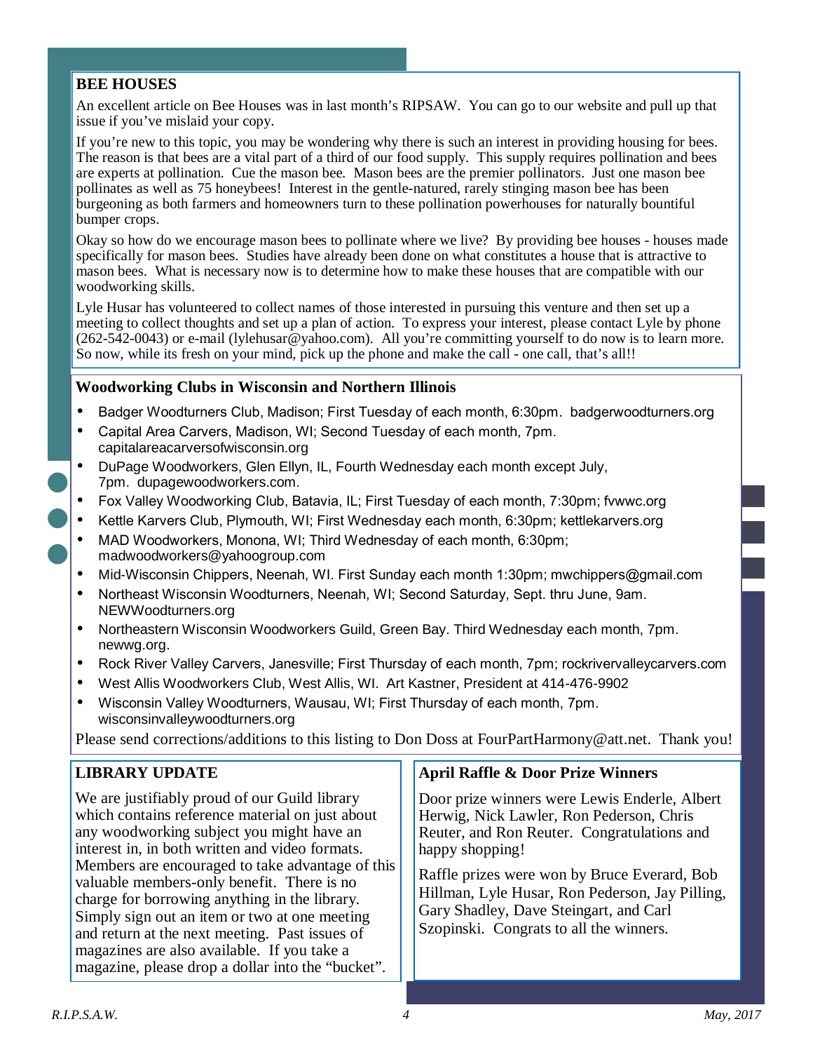## BEE HOUSES

An excellent article on Bee Houses was in last month's RIPSAW. You can go to our website and pull up that issue if you've mislaid your copy.

If you're new to this topic, you may be wondering why there is such an interest in providing housing for bees. The reason is that bees are a vital part of a third of our food supply. This supply requires pollination and bees are experts at pollination. Cue the mason bee. Mason bees are the premier pollinators. Just one mason bee pollinates as well as 75 honeybees! Interest in the gentle-natured, rarely stinging mason bee has been burgeoning as both farmers and homeowners turn to these pollination powerhouses for naturally bountiful bumper crops.

Okay so how do we encourage mason bees to pollinate where we live? By providing bee houses - houses made specifically for mason bees. Studies have already been done on what constitutes a house that is attractive to mason bees. What is necessary now is to determine how to make these houses that are compatible with our woodworking skills.

Lyle Husar has volunteered to collect names of those interested in pursuing this venture and then set up a meeting to collect thoughts and set up a plan of action. To express your interest, please contact Lyle by phone (262-542-0043) or e-mail (lylehusar@yahoo.com). All you're committing yourself to do now is to learn more. So now, while its fresh on your mind, pick up the phone and make the call - one call, that's all!!

## Woodworking Clubs in Wisconsin and Northern Illinois

- Badger Woodturners Club, Madison; First Tuesday of each month, 6:30pm. badgerwoodturners.org
- Capital Area Carvers, Madison, WI; Second Tuesday of each month, 7pm. capitalareacarversofwisconsin.org
- DuPage Woodworkers, Glen Ellyn, IL, Fourth Wednesday each month except July, 7pm. dupagewoodworkers.com.
- Fox Valley Woodworking Club, Batavia, IL; First Tuesday of each month, 7:30pm; fvwwc.org
- Kettle Karvers Club, Plymouth, WI; First Wednesday each month, 6:30pm; kettlekarvers.org
- MAD Woodworkers, Monona, WI; Third Wednesday of each month, 6:30pm; madwoodworkers@yahoogroup.com
- Mid-Wisconsin Chippers, Neenah, WI. First Sunday each month 1:30pm; mwchippers@gmail.com
- Northeast Wisconsin Woodturners, Neenah, WI; Second Saturday, Sept. thru June, 9am. NEWWoodturners.org
- Northeastern Wisconsin Woodworkers Guild, Green Bay. Third Wednesday each month, 7pm. newwg.org.
- Rock River Valley Carvers, Janesville; First Thursday of each month, 7pm; rockrivervalleycarvers.com
- West Allis Woodworkers Club, West Allis, WI. Art Kastner, President at 414-476-9902
- Wisconsin Valley Woodturners, Wausau, WI; First Thursday of each month, 7pm. wisconsinvalleywoodturners.org

Please send corrections/additions to this listing to Don Doss at FourPartHarmony@att.net. Thank you!

## LIBRARY UPDATE

We are justifiably proud of our Guild library which contains reference material on just about any woodworking subject you might have an interest in, in both written and video formats. Members are encouraged to take advantage of this valuable members-only benefit. There is no charge for borrowing anything in the library. Simply sign out an item or two at one meeting and return at the next meeting. Past issues of magazines are also available. If you take a magazine, please drop a dollar into the "bucket".

## April Raffle & Door Prize Winners

Door prize winners were Lewis Enderle, Albert Herwig, Nick Lawler, Ron Pederson, Chris Reuter, and Ron Reuter. Congratulations and happy shopping!

Raffle prizes were won by Bruce Everard, Bob Hillman, Lyle Husar, Ron Pederson, Jay Pilling, Gary Shadley, Dave Steingart, and Carl Szopinski. Congrats to all the winners.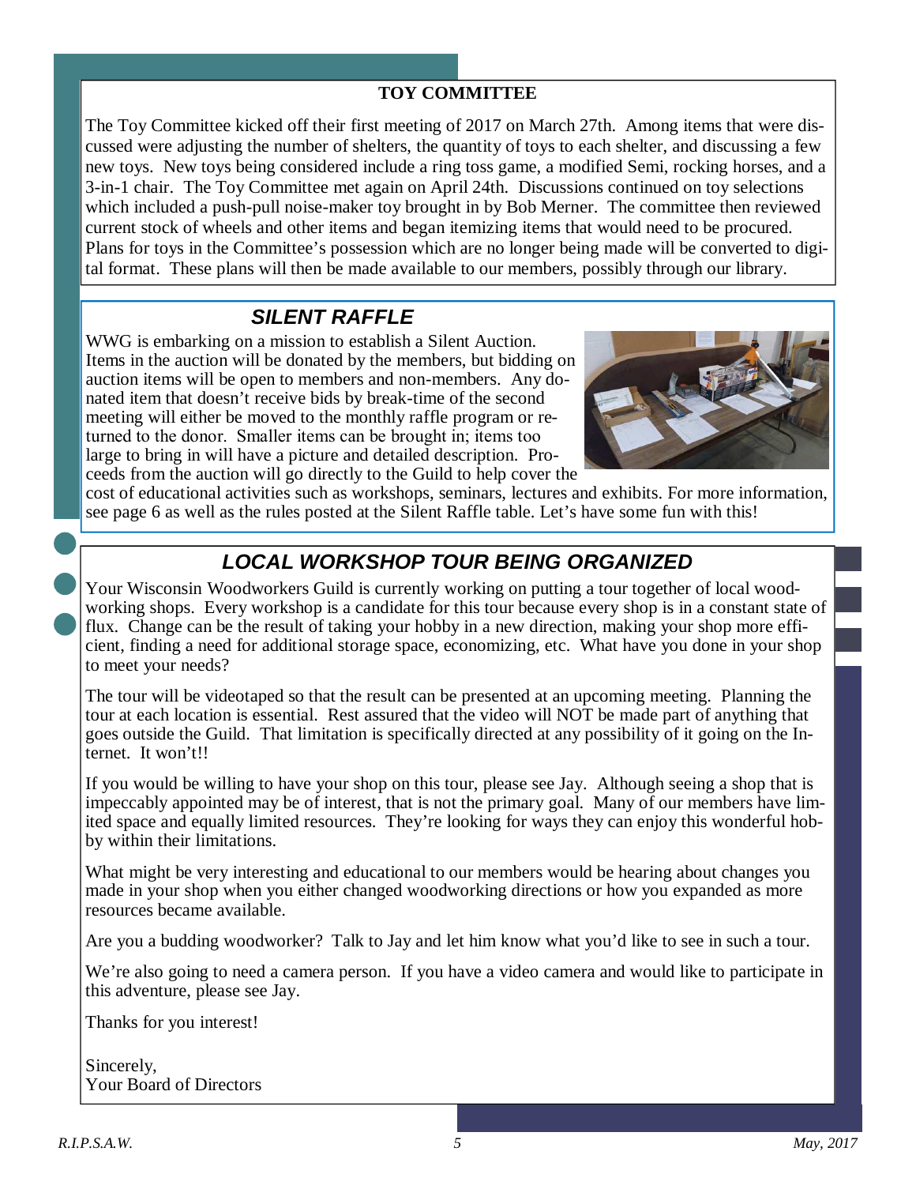## TOY COMMITTEE

The Toy Committee kicked off their first meeting of 2017 on March 27th. Among items that were discussed were adjusting the number of shelters, the quantity of toys to each shelter, and discussing a few new toys. New toys being considered include a ring toss game, a modified Semi, rocking horses, and a 3-in-1 chair. The Toy Committee met again on April 24th. Discussions continued on toy selections which included a push-pull noise-maker toy brought in by Bob Merner. The committee then reviewed current stock of wheels and other items and began itemizing items that would need to be procured. Plans for toys in the Committee's possession which are no longer being made will be converted to digital format. These plans will then be made available to our members, possibly through our library.

## *SILENT RAFFLE*

WWG is embarking on a mission to establish a Silent Auction. Items in the auction will be donated by the members, but bidding on auction items will be open to members and non-members. Any donated item that doesn't receive bids by break-time of the second meeting will either be moved to the monthly raffle program or returned to the donor. Smaller items can be brought in; items too large to bring in will have a picture and detailed description. Proceeds from the auction will go directly to the Guild to help cover the cost of educational activities such as workshops, seminars, lectures and exhibits. For more information, see page 6 as well as the rules posted at the Silent Raffle table. Let's have some fun with this!

## *LOCAL WORKSHOP TOUR BEING ORGANIZED*

Your Wisconsin Woodworkers Guild is currently working on putting a tour together of local woodworking shops. Every workshop is a candidate for this tour because every shop is in a constant state of flux. Change can be the result of taking your hobby in a new direction, making your shop more efficient, finding a need for additional storage space, economizing, etc. What have you done in your shop to meet your needs?

The tour will be videotaped so that the result can be presented at an upcoming meeting. Planning the tour at each location is essential. Rest assured that the video will NOT be made part of anything that goes outside the Guild. That limitation is specifically directed at any possibility of it going on the Internet. It won't!!

If you would be willing to have your shop on this tour, please see Jay. Although seeing a shop that is impeccably appointed may be of interest, that is not the primary goal. Many of our members have limited space and equally limited resources. They're looking for ways they can enjoy this wonderful hobby within their limitations.

What might be very interesting and educational to our members would be hearing about changes you made in your shop when you either changed woodworking directions or how you expanded as more resources became available.

Are you a budding woodworker? Talk to Jay and let him know what you'd like to see in such a tour.

We're also going to need a camera person. If you have a video camera and would like to participate in this adventure, please see Jay.

Thanks for you interest!

Sincerely,
Your Board of Directors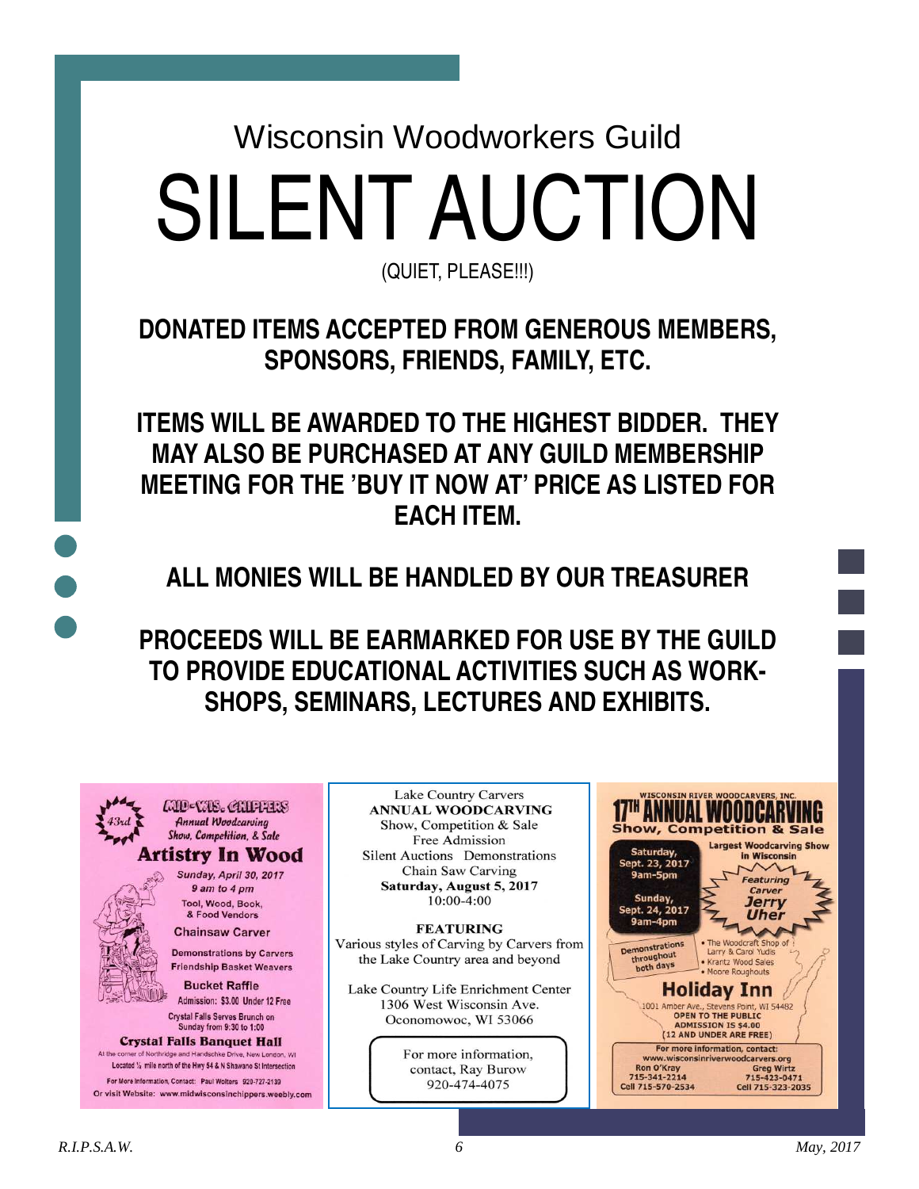Wisconsin Woodworkers Guild

# SILENT AUCTION

(QUIET, PLEASE!!!)

**DONATED ITEMS ACCEPTED FROM GENEROUS MEMBERS, SPONSORS, FRIENDS, FAMILY, ETC.**

**ITEMS WILL BE AWARDED TO THE HIGHEST BIDDER. THEY MAY ALSO BE PURCHASED AT ANY GUILD MEMBERSHIP MEETING FOR THE 'BUY IT NOW AT' PRICE AS LISTED FOR EACH ITEM.**

**ALL MONIES WILL BE HANDLED BY OUR TREASURER**

**PROCEEDS WILL BE EARMARKED FOR USE BY THE GUILD TO PROVIDE EDUCATIONAL ACTIVITIES SUCH AS WORK-SHOPS, SEMINARS, LECTURES AND EXHIBITS.**

---

MID-WIS. CHIPPERS
43rd Annual Woodcarving Show, Competition, & Sale

**Artistry In Wood**

Sunday, April 30, 2017
9 am to 4 pm

Tool, Wood, Book, & Food Vendors

Chainsaw Carver

Demonstrations by Carvers
Friendship Basket Weavers

Bucket Raffle

Admission: $3.00 Under 12 Free

Crystal Falls Serves Brunch on Sunday from 9:30 to 1:00

**Crystal Falls Banquet Hall**

At the corner of Northridge and Handschke Drive, New London, WI
Located ¼ mile north of the Hwy 54 & N Shawano St Intersection

For More Information, Contact: Paul Wolters 920-727-2139
Or visit Website: www.midwisconsinchippers.weebly.com

---

Lake Country Carvers
**ANNUAL WOODCARVING**
Show, Competition & Sale
Free Admission
Silent Auctions Demonstrations
Chain Saw Carving
**Saturday, August 5, 2017**
10:00-4:00

**FEATURING**
Various styles of Carving by Carvers from the Lake Country area and beyond

Lake Country Life Enrichment Center
1306 West Wisconsin Ave.
Oconomowoc, WI 53066

For more information, contact, Ray Burow
920-474-4075

---

WISCONSIN RIVER WOODCARVERS, INC.
**17TH ANNUAL WOODCARVING**
**Show, Competition & Sale**

Largest Woodcarving Show in Wisconsin

Saturday, Sept. 23, 2017
9am-5pm

Sunday, Sept. 24, 2017
9am-4pm

Featuring Carver **Jerry Uher**

Demonstrations throughout both days

- The Woodcraft Shop of Larry & Carol Yudis
- Krantz Wood Sales
- Moore Roughouts

**Holiday Inn**
1001 Amber Ave., Stevens Point, WI 54482
OPEN TO THE PUBLIC
ADMISSION IS $4.00
(12 AND UNDER ARE FREE)

For more information, contact:
www.wisconsinriverwoodcarvers.org
Ron O'Kray 715-341-2214 Cell 715-570-2534
Greg Wirtz 715-423-0471 Cell 715-323-2035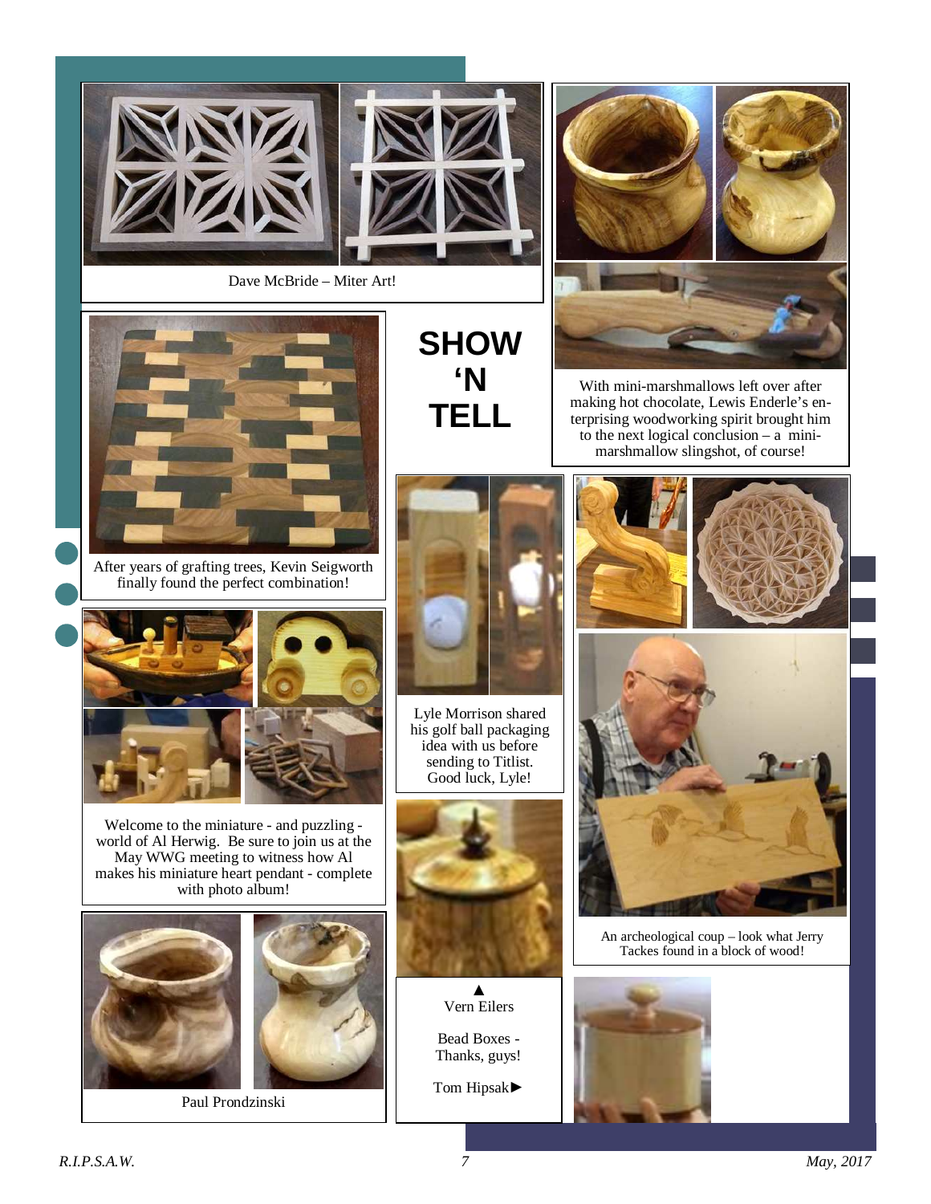# SHOW 'N TELL

Dave McBride – Miter Art!

With mini-marshmallows left over after making hot chocolate, Lewis Enderle's enterprising woodworking spirit brought him to the next logical conclusion – a mini-marshmallow slingshot, of course!

After years of grafting trees, Kevin Seigworth finally found the perfect combination!

Lyle Morrison shared his golf ball packaging idea with us before sending to Titlist. Good luck, Lyle!

Welcome to the miniature - and puzzling - world of Al Herwig. Be sure to join us at the May WWG meeting to witness how Al makes his miniature heart pendant - complete with photo album!

An archeological coup – look what Jerry Tackes found in a block of wood!

▲
Vern Eilers

Bead Boxes - Thanks, guys!

Tom Hipsak►

Paul Prondzinski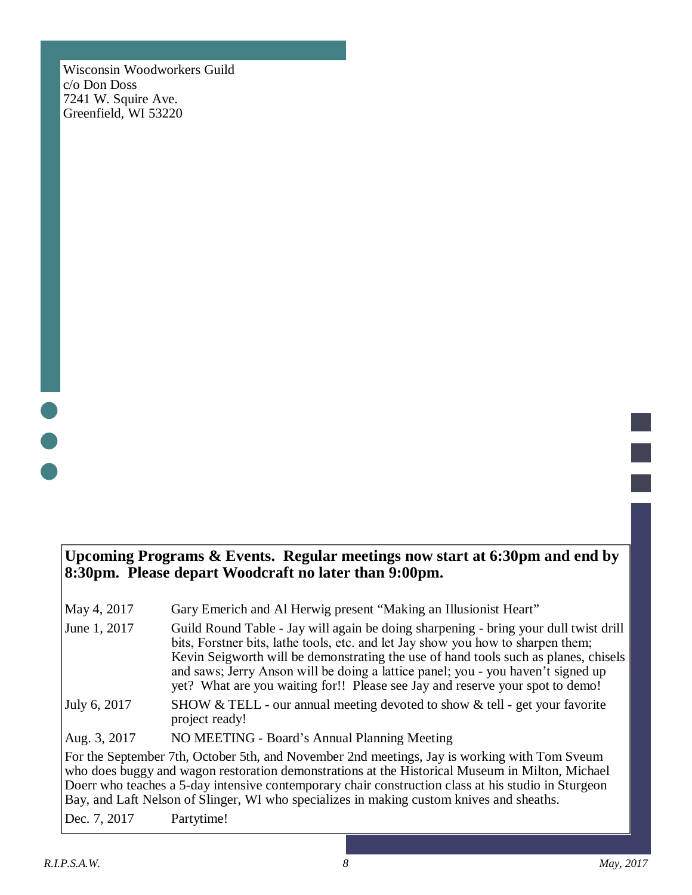Wisconsin Woodworkers Guild
c/o Don Doss
7241 W. Squire Ave.
Greenfield, WI 53220

**Upcoming Programs & Events. Regular meetings now start at 6:30pm and end by 8:30pm. Please depart Woodcraft no later than 9:00pm.**

| | |
|---|---|
| May 4, 2017 | Gary Emerich and Al Herwig present "Making an Illusionist Heart" |
| June 1, 2017 | Guild Round Table - Jay will again be doing sharpening - bring your dull twist drill bits, Forstner bits, lathe tools, etc. and let Jay show you how to sharpen them; Kevin Seigworth will be demonstrating the use of hand tools such as planes, chisels and saws; Jerry Anson will be doing a lattice panel; you - you haven't signed up yet? What are you waiting for!! Please see Jay and reserve your spot to demo! |
| July 6, 2017 | SHOW & TELL - our annual meeting devoted to show & tell - get your favorite project ready! |
| Aug. 3, 2017 | NO MEETING - Board's Annual Planning Meeting |

For the September 7th, October 5th, and November 2nd meetings, Jay is working with Tom Sveum who does buggy and wagon restoration demonstrations at the Historical Museum in Milton, Michael Doerr who teaches a 5-day intensive contemporary chair construction class at his studio in Sturgeon Bay, and Laft Nelson of Slinger, WI who specializes in making custom knives and sheaths.

| | |
|---|---|
| Dec. 7, 2017 | Partytime! |